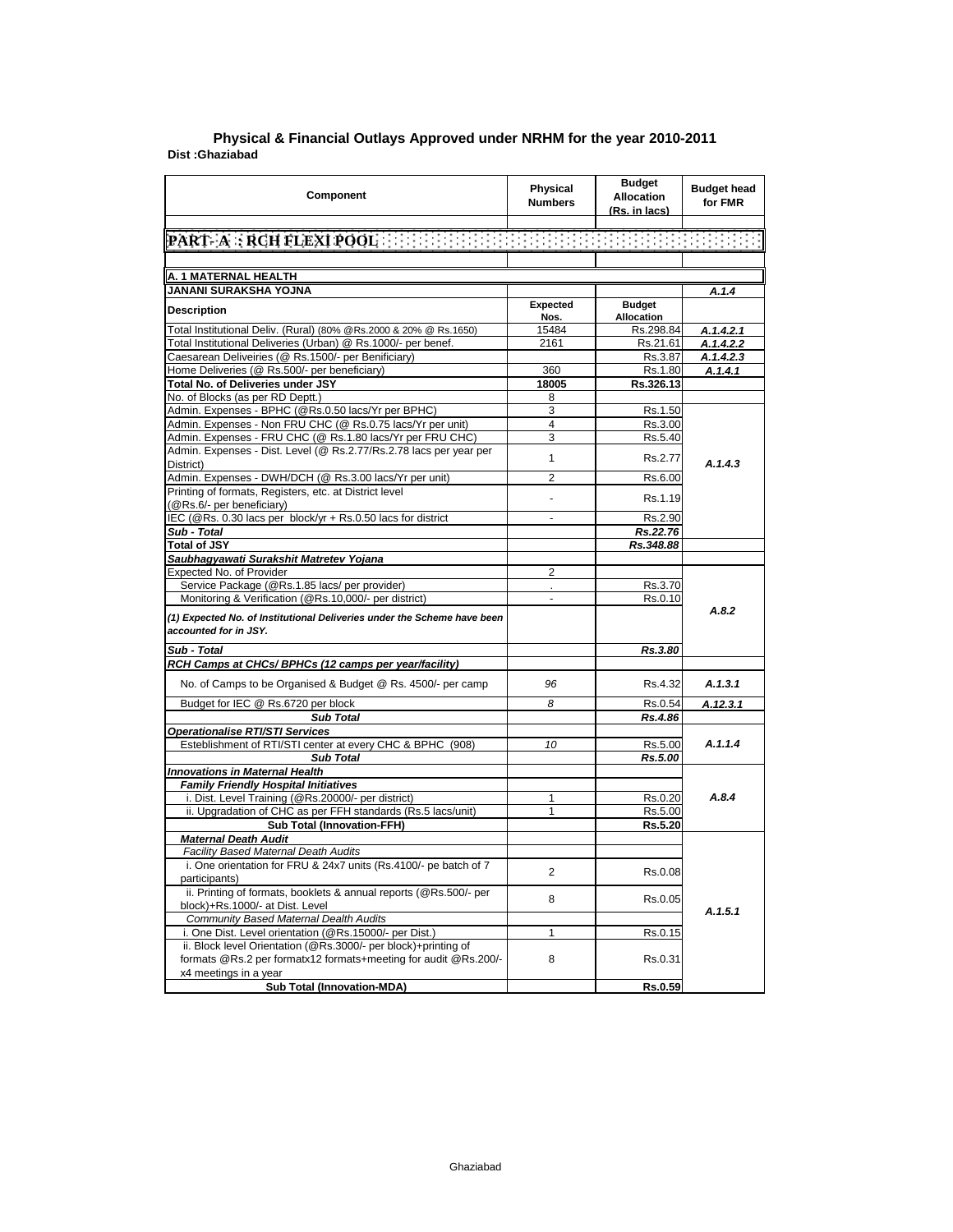## Physical & Financial Outlays Approved under NRHM for the year 2010-2011

**Dist :Ghaziabad**

| Component | Physical Numbers | Budget Allocation (Rs. in lacs) | Budget head for FMR |
|---|---|---|---|
| **PART- A : RCH FLEXI POOL** | | | |
| **A. 1 MATERNAL HEALTH** | | | |
| **JANANI SURAKSHA YOJNA** | | | ***A.1.4*** |
| **Description** | **Expected Nos.** | **Budget Allocation** | |
| Total Institutional Deliv. (Rural) (80% @Rs.2000 & 20% @ Rs.1650) | 15484 | Rs.298.84 | ***A.1.4.2.1*** |
| Total Institutional Deliveries (Urban) @ Rs.1000/- per benef. | 2161 | Rs.21.61 | ***A.1.4.2.2*** |
| Caesarean Deliveiries (@ Rs.1500/- per Benificiary) | | Rs.3.87 | ***A.1.4.2.3*** |
| Home Deliveries (@ Rs.500/- per beneficiary) | 360 | Rs.1.80 | ***A.1.4.1*** |
| **Total No. of Deliveries under JSY** | **18005** | **Rs.326.13** | |
| No. of Blocks (as per RD Deptt.) | 8 | | |
| Admin. Expenses - BPHC (@Rs.0.50 lacs/Yr per BPHC) | 3 | Rs.1.50 | ***A.1.4.3*** |
| Admin. Expenses - Non FRU CHC (@ Rs.0.75 lacs/Yr per unit) | 4 | Rs.3.00 | |
| Admin. Expenses - FRU CHC (@ Rs.1.80 lacs/Yr per FRU CHC) | 3 | Rs.5.40 | |
| Admin. Expenses - Dist. Level (@ Rs.2.77/Rs.2.78 lacs per year per District) | 1 | Rs.2.77 | |
| Admin. Expenses - DWH/DCH (@ Rs.3.00 lacs/Yr per unit) | 2 | Rs.6.00 | |
| Printing of formats, Registers, etc. at District level (@Rs.6/- per beneficiary) | - | Rs.1.19 | |
| IEC (@Rs. 0.30 lacs per block/yr + Rs.0.50 lacs for district | - | Rs.2.90 | |
| ***Sub - Total*** | | ***Rs.22.76*** | |
| **Total of JSY** | | ***Rs.348.88*** | |
| ***Saubhagyawati Surakshit Matretev Yojana*** | | | |
| Expected No. of Provider | 2 | | ***A.8.2*** |
| Service Package (@Rs.1.85 lacs/ per provider) | . | Rs.3.70 | |
| Monitoring & Verification (@Rs.10,000/- per district) | - | Rs.0.10 | |
| ***(1) Expected No. of Institutional Deliveries under the Scheme have been accounted for in JSY.*** | | | |
| ***Sub - Total*** | | ***Rs.3.80*** | |
| ***RCH Camps at CHCs/ BPHCs (12 camps per year/facility)*** | | | |
| No. of Camps to be Organised & Budget @ Rs. 4500/- per camp | *96* | Rs.4.32 | ***A.1.3.1*** |
| Budget for IEC @ Rs.6720 per block | *8* | Rs.0.54 | ***A.12.3.1*** |
| ***Sub Total*** | | ***Rs.4.86*** | |
| ***Operationalise RTI/STI Services*** | | | |
| Esteblishment of RTI/STI center at every CHC & BPHC (908) | *10* | Rs.5.00 | ***A.1.1.4*** |
| ***Sub Total*** | | ***Rs.5.00*** | |
| ***Innovations in Maternal Health*** | | | ***A.8.4*** |
| ***Family Friendly Hospital Initiatives*** | | | |
| i. Dist. Level Training (@Rs.20000/- per district) | 1 | Rs.0.20 | |
| ii. Upgradation of CHC as per FFH standards (Rs.5 lacs/unit) | 1 | Rs.5.00 | |
| **Sub Total (Innovation-FFH)** | | **Rs.5.20** | |
| ***Maternal Death Audit*** | | | ***A.1.5.1*** |
| *Facility Based Maternal Death Audits* | | | |
| i. One orientation for FRU & 24x7 units (Rs.4100/- pe batch of 7 participants) | 2 | Rs.0.08 | |
| ii. Printing of formats, booklets & annual reports (@Rs.500/- per block)+Rs.1000/- at Dist. Level | 8 | Rs.0.05 | |
| *Community Based Maternal Dealth Audits* | | | |
| i. One Dist. Level orientation (@Rs.15000/- per Dist.) | 1 | Rs.0.15 | |
| ii. Block level Orientation (@Rs.3000/- per block)+printing of formats @Rs.2 per formatx12 formats+meeting for audit @Rs.200/- x4 meetings in a year | 8 | Rs.0.31 | |
| **Sub Total (Innovation-MDA)** | | **Rs.0.59** | |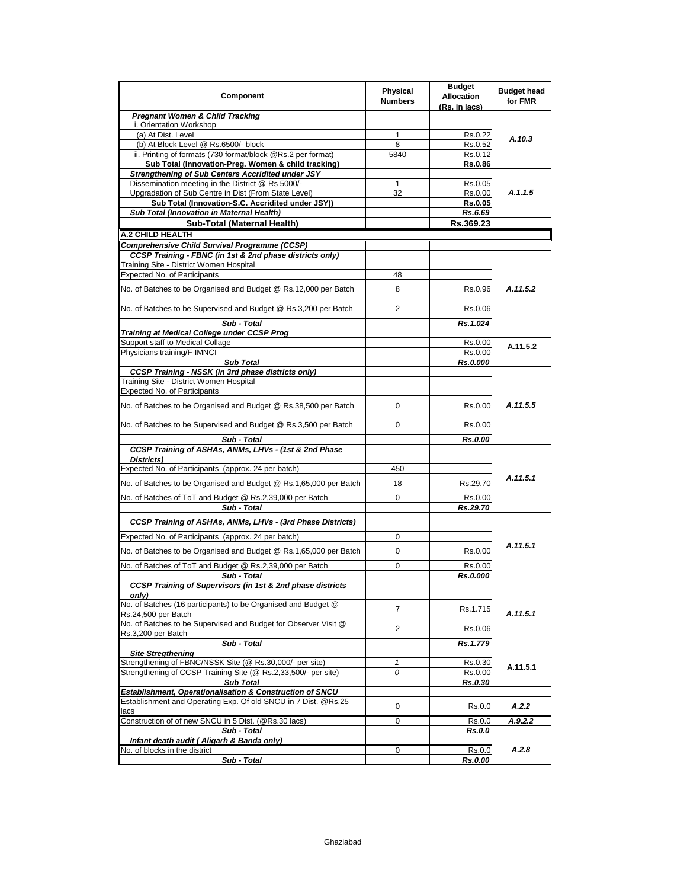| Component | Physical Numbers | Budget Allocation (Rs. in lacs) | Budget head for FMR |
|---|---|---|---|
| ***Pregnant Women & Child Tracking*** | | | |
| i. Orientation Workshop | | | |
| (a) At Dist. Level | 1 | Rs.0.22 | ***A.10.3*** |
| (b) At Block Level @ Rs.6500/- block | 8 | Rs.0.52 | |
| ii. Printing of formats (730 format/block @Rs.2 per format) | 5840 | Rs.0.12 | |
| **Sub Total (Innovation-Preg. Women & child tracking)** | | **Rs.0.86** | |
| ***Strengthening of Sub Centers Accridited under JSY*** | | | |
| Dissemination meeting in the District @ Rs 5000/- | 1 | Rs.0.05 | ***A.1.1.5*** |
| Upgradation of Sub Centre in Dist (From State Level) | 32 | Rs.0.00 | |
| **Sub Total (Innovation-S.C. Accridited under JSY))** | | **Rs.0.05** | |
| ***Sub Total (Innovation in Maternal Health)*** | | ***Rs.6.69*** | |
| **Sub-Total (Maternal Health)** | | **Rs.369.23** | |
| **A.2 CHILD HEALTH** | | | |
| ***Comprehensive Child Survival Programme (CCSP)*** | | | |
| ***CCSP Training - FBNC (in 1st & 2nd phase districts only)*** | | | |
| Training Site - District Women Hospital | | | |
| Expected No. of Participants | 48 | | |
| No. of Batches to be Organised and Budget @ Rs.12,000 per Batch | 8 | Rs.0.96 | ***A.11.5.2*** |
| No. of Batches to be Supervised and Budget @ Rs.3,200 per Batch | 2 | Rs.0.06 | |
| ***Sub - Total*** | | ***Rs.1.024*** | |
| ***Training at Medical College under CCSP Prog*** | | | |
| Support staff to Medical Collage | | Rs.0.00 | **A.11.5.2** |
| Physicians training/F-IMNCI | | Rs.0.00 | |
| ***Sub Total*** | | ***Rs.0.000*** | |
| ***CCSP Training - NSSK (in 3rd phase districts only)*** | | | |
| Training Site - District Women Hospital | | | |
| Expected No. of Participants | | | |
| No. of Batches to be Organised and Budget @ Rs.38,500 per Batch | 0 | Rs.0.00 | ***A.11.5.5*** |
| No. of Batches to be Supervised and Budget @ Rs.3,500 per Batch | 0 | Rs.0.00 | |
| ***Sub - Total*** | | ***Rs.0.00*** | |
| ***CCSP Training of ASHAs, ANMs, LHVs - (1st & 2nd Phase Districts)*** | | | |
| Expected No. of Participants (approx. 24 per batch) | 450 | | ***A.11.5.1*** |
| No. of Batches to be Organised and Budget @ Rs.1,65,000 per Batch | 18 | Rs.29.70 | |
| No. of Batches of ToT and Budget @ Rs.2,39,000 per Batch | 0 | Rs.0.00 | |
| ***Sub - Total*** | | ***Rs.29.70*** | |
| ***CCSP Training of ASHAs, ANMs, LHVs - (3rd Phase Districts)*** | | | |
| Expected No. of Participants (approx. 24 per batch) | 0 | | ***A.11.5.1*** |
| No. of Batches to be Organised and Budget @ Rs.1,65,000 per Batch | 0 | Rs.0.00 | |
| No. of Batches of ToT and Budget @ Rs.2,39,000 per Batch | 0 | Rs.0.00 | |
| ***Sub - Total*** | | ***Rs.0.000*** | |
| ***CCSP Training of Supervisors (in 1st & 2nd phase districts only)*** | | | |
| No. of Batches (16 participants) to be Organised and Budget @ Rs.24,500 per Batch | 7 | Rs.1.715 | ***A.11.5.1*** |
| No. of Batches to be Supervised and Budget for Observer Visit @ Rs.3,200 per Batch | 2 | Rs.0.06 | |
| ***Sub - Total*** | | ***Rs.1.779*** | |
| ***Site Stregthening*** | | | |
| Strengthening of FBNC/NSSK Site (@ Rs.30,000/- per site) | *1* | Rs.0.30 | **A.11.5.1** |
| Strengthening of CCSP Training Site (@ Rs.2,33,500/- per site) | *0* | Rs.0.00 | |
| ***Sub Total*** | | ***Rs.0.30*** | |
| ***Establishment, Operationalisation & Construction of SNCU*** | | | |
| Establishment and Operating Exp. Of old SNCU in 7 Dist. @Rs.25 lacs | 0 | Rs.0.0 | ***A.2.2*** |
| Construction of of new SNCU in 5 Dist. (@Rs.30 lacs) | 0 | Rs.0.0 | ***A.9.2.2*** |
| ***Sub - Total*** | | ***Rs.0.0*** | |
| ***Infant death audit ( Aligarh & Banda only)*** | | | |
| No. of blocks in the district | 0 | Rs.0.0 | ***A.2.8*** |
| ***Sub - Total*** | | ***Rs.0.00*** | |

Ghaziabad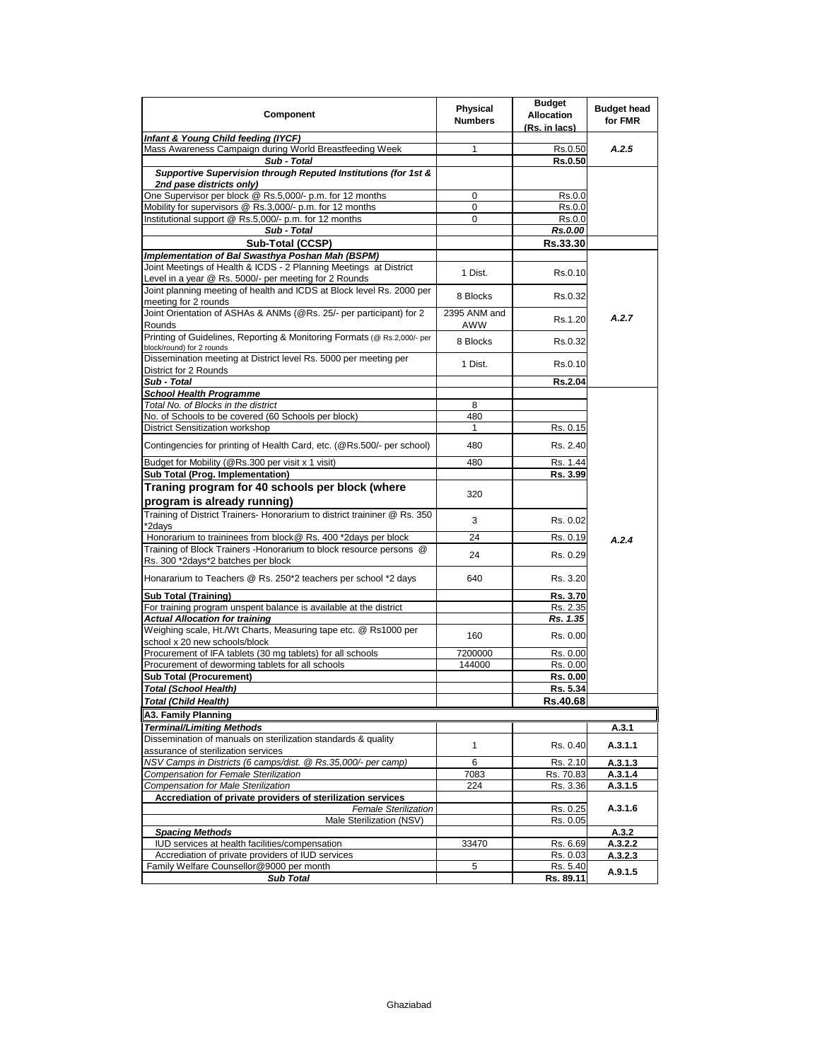| Component | Physical Numbers | Budget Allocation (Rs. in lacs) | Budget head for FMR |
|---|---|---|---|
| ***Infant & Young Child feeding (IYCF)*** | | | |
| Mass Awareness Campaign during World Breastfeeding Week | 1 | Rs.0.50 | *A.2.5* |
| ***Sub - Total*** | | **Rs.0.50** | |
| ***Supportive Supervision through Reputed Institutions (for 1st & 2nd pase districts only)*** | | | |
| One Supervisor per block @ Rs.5,000/- p.m. for 12 months | 0 | Rs.0.0 | |
| Mobility for supervisors @ Rs.3,000/- p.m. for 12 months | 0 | Rs.0.0 | |
| Institutional support @ Rs.5,000/- p.m. for 12 months | 0 | Rs.0.0 | |
| ***Sub - Total*** | | ***Rs.0.00*** | |
| **Sub-Total (CCSP)** | | **Rs.33.30** | |
| ***Implementation of Bal Swasthya Poshan Mah (BSPM)*** | | | |
| Joint Meetings of Health & ICDS - 2 Planning Meetings at District Level in a year @ Rs. 5000/- per meeting for 2 Rounds | 1 Dist. | Rs.0.10 | *A.2.7* |
| Joint planning meeting of health and ICDS at Block level Rs. 2000 per meeting for 2 rounds | 8 Blocks | Rs.0.32 | |
| Joint Orientation of ASHAs & ANMs (@Rs. 25/- per participant) for 2 Rounds | 2395 ANM and AWW | Rs.1.20 | |
| Printing of Guidelines, Reporting & Monitoring Formats (@ Rs.2,000/- per block/round) for 2 rounds | 8 Blocks | Rs.0.32 | |
| Dissemination meeting at District level Rs. 5000 per meeting per District for 2 Rounds | 1 Dist. | Rs.0.10 | |
| ***Sub - Total*** | | **Rs.2.04** | |
| ***School Health Programme*** | | | *A.2.4* |
| *Total No. of Blocks in the district* | 8 | | |
| No. of Schools to be covered (60 Schools per block) | 480 | | |
| District Sensitization workshop | 1 | Rs. 0.15 | |
| Contingencies for printing of Health Card, etc. (@Rs.500/- per school) | 480 | Rs. 2.40 | |
| Budget for Mobility (@Rs.300 per visit x 1 visit) | 480 | Rs. 1.44 | |
| **Sub Total (Prog. Implementation)** | | **Rs. 3.99** | |
| **Traning program for 40 schools per block (where program is already running)** | 320 | | |
| Training of District Trainers- Honorarium to district traininer @ Rs. 350 *2days | 3 | Rs. 0.02 | |
| Honorarium to traininees from block@ Rs. 400 *2days per block | 24 | Rs. 0.19 | |
| Training of Block Trainers -Honorarium to block resource persons @ Rs. 300 *2days*2 batches per block | 24 | Rs. 0.29 | |
| Honararium to Teachers @ Rs. 250*2 teachers per school *2 days | 640 | Rs. 3.20 | |
| **Sub Total (Training)** | | **Rs. 3.70** | |
| For training program unspent balance is available at the district | | Rs. 2.35 | |
| ***Actual Allocation for training*** | | ***Rs. 1.35*** | |
| Weighing scale, Ht./Wt Charts, Measuring tape etc. @ Rs1000 per school x 20 new schools/block | 160 | Rs. 0.00 | |
| Procurement of IFA tablets (30 mg tablets) for all schools | 7200000 | Rs. 0.00 | |
| Procurement of deworming tablets for all schools | 144000 | Rs. 0.00 | |
| **Sub Total (Procurement)** | | **Rs. 0.00** | |
| ***Total (School Health)*** | | ***Rs. 5.34*** | |
| ***Total (Child Health)*** | | **Rs.40.68** | |
| **A3. Family Planning** | | | |
| ***Terminal/Limiting Methods*** | | | **A.3.1** |
| Dissemination of manuals on sterilization standards & quality assurance of sterilization services | 1 | Rs. 0.40 | **A.3.1.1** |
| *NSV Camps in Districts (6 camps/dist. @ Rs.35,000/- per camp)* | 6 | Rs. 2.10 | **A.3.1.3** |
| *Compensation for Female Sterilization* | 7083 | Rs. 70.83 | **A.3.1.4** |
| *Compensation for Male Sterilization* | 224 | Rs. 3.36 | **A.3.1.5** |
| **Accrediation of private providers of sterilization services** | | | **A.3.1.6** |
| *Female Sterilization* | | Rs. 0.25 | |
| Male Sterilization (NSV) | | Rs. 0.05 | |
| ***Spacing Methods*** | | | **A.3.2** |
| IUD services at health facilities/compensation | 33470 | Rs. 6.69 | **A.3.2.2** |
| Accrediation of private providers of IUD services | | Rs. 0.03 | **A.3.2.3** |
| Family Welfare Counsellor@9000 per month | 5 | Rs. 5.40 | **A.9.1.5** |
| ***Sub Total*** | | **Rs. 89.11** | |

Ghaziabad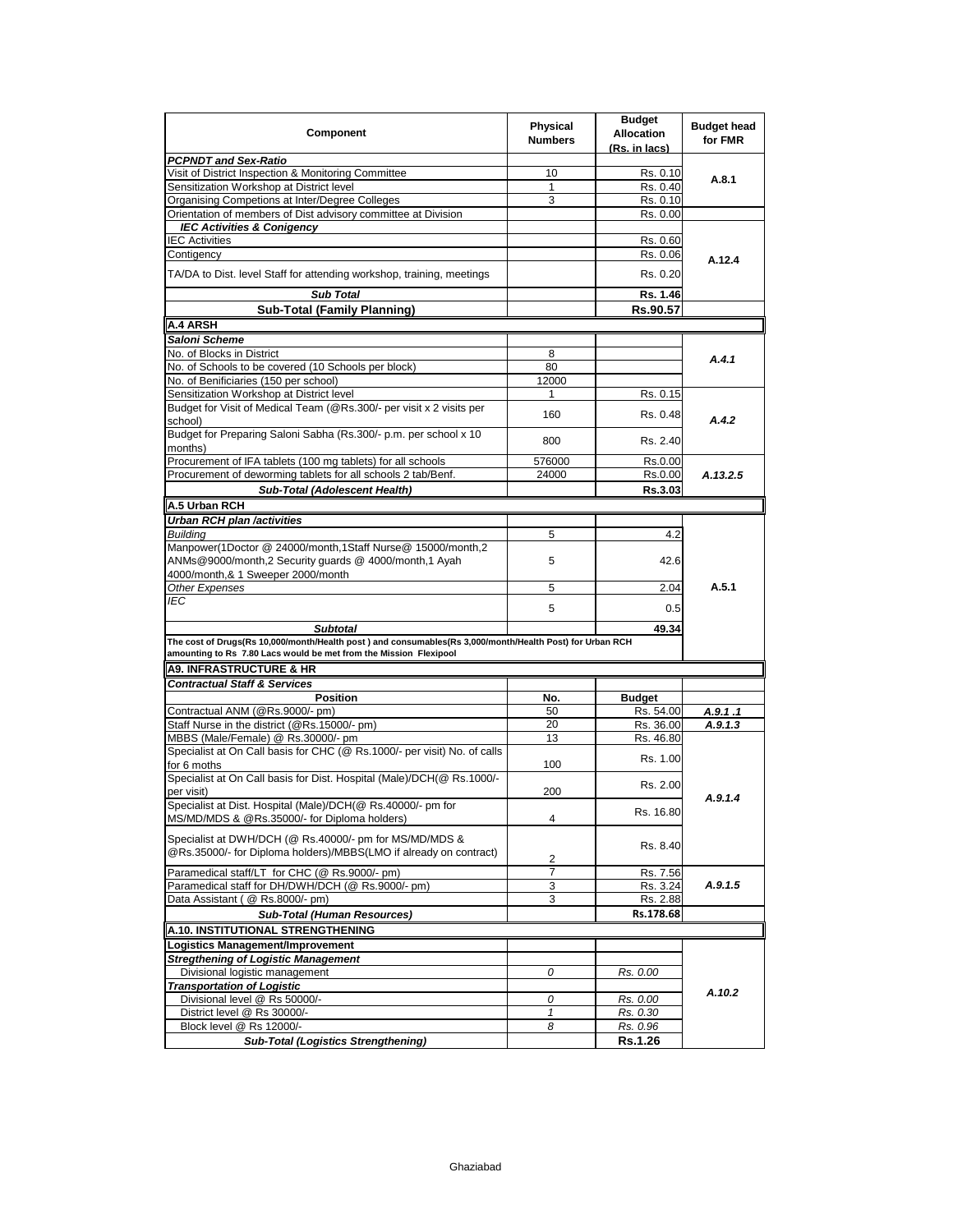| Component | Physical Numbers | Budget Allocation (Rs. in lacs) | Budget head for FMR |
|---|---|---|---|
| ***PCPNDT and Sex-Ratio*** | | | |
| Visit of District Inspection & Monitoring Committee | 10 | Rs. 0.10 | A.8.1 |
| Sensitization Workshop at District level | 1 | Rs. 0.40 | |
| Organising Competions at Inter/Degree Colleges | 3 | Rs. 0.10 | |
| Orientation of members of Dist advisory committee at Division | | Rs. 0.00 | |
| ***IEC Activities & Conigency*** | | | A.12.4 |
| IEC Activities | | Rs. 0.60 | |
| Contigency | | Rs. 0.06 | |
| TA/DA to Dist. level Staff for attending workshop, training, meetings | | Rs. 0.20 | |
| ***Sub Total*** | | **Rs. 1.46** | |
| **Sub-Total (Family Planning)** | | **Rs.90.57** | |
| **A.4 ARSH** | | | |
| ***Saloni Scheme*** | | | |
| No. of Blocks in District | 8 | | *A.4.1* |
| No. of Schools to be covered (10 Schools per block) | 80 | | |
| No. of Benificiaries (150 per school) | 12000 | | |
| Sensitization Workshop at District level | 1 | Rs. 0.15 | *A.4.2* |
| Budget for Visit of Medical Team (@Rs.300/- per visit x 2 visits per school) | 160 | Rs. 0.48 | |
| Budget for Preparing Saloni Sabha (Rs.300/- p.m. per school x 10 months) | 800 | Rs. 2.40 | |
| Procurement of IFA tablets (100 mg tablets) for all schools | 576000 | Rs.0.00 | *A.13.2.5* |
| Procurement of deworming tablets for all schools 2 tab/Benf. | 24000 | Rs.0.00 | |
| ***Sub-Total (Adolescent Health)*** | | **Rs.3.03** | |
| **A.5 Urban RCH** | | | |
| ***Urban RCH plan /activities*** | | | A.5.1 |
| *Building* | 5 | 4.2 | |
| Manpower(1Doctor @ 24000/month,1Staff Nurse@ 15000/month,2 ANMs@9000/month,2 Security guards @ 4000/month,1 Ayah 4000/month,& 1 Sweeper 2000/month | 5 | 42.6 | |
| *Other Expenses* | 5 | 2.04 | |
| *IEC* | 5 | 0.5 | |
| ***Subtotal*** | | **49.34** | |
| **The cost of Drugs(Rs 10,000/month/Health post ) and consumables(Rs 3,000/month/Health Post) for Urban RCH amounting to Rs 7.80 Lacs would be met from the Mission Flexipool** | | | |
| **A9. INFRASTRUCTURE & HR** | | | |
| ***Contractual Staff & Services*** | | | |
| **Position** | **No.** | **Budget** | |
| Contractual ANM (@Rs.9000/- pm) | 50 | Rs. 54.00 | *A.9.1 .1* |
| Staff Nurse in the district (@Rs.15000/- pm) | 20 | Rs. 36.00 | *A.9.1.3* |
| MBBS (Male/Female) @ Rs.30000/- pm | 13 | Rs. 46.80 | *A.9.1.4* |
| Specialist at On Call basis for CHC (@ Rs.1000/- per visit) No. of calls for 6 moths | 100 | Rs. 1.00 | |
| Specialist at On Call basis for Dist. Hospital (Male)/DCH(@ Rs.1000/- per visit) | 200 | Rs. 2.00 | |
| Specialist at Dist. Hospital (Male)/DCH(@ Rs.40000/- pm for MS/MD/MDS & @Rs.35000/- for Diploma holders) | 4 | Rs. 16.80 | |
| Specialist at DWH/DCH (@ Rs.40000/- pm for MS/MD/MDS & @Rs.35000/- for Diploma holders)/MBBS(LMO if already on contract) | 2 | Rs. 8.40 | |
| Paramedical staff/LT for CHC (@ Rs.9000/- pm) | 7 | Rs. 7.56 | *A.9.1.5* |
| Paramedical staff for DH/DWH/DCH (@ Rs.9000/- pm) | 3 | Rs. 3.24 | |
| Data Assistant ( @ Rs.8000/- pm) | 3 | Rs. 2.88 | |
| ***Sub-Total (Human Resources)*** | | **Rs.178.68** | |
| **A.10. INSTITUTIONAL STRENGTHENING** | | | |
| **Logistics Management/Improvement** | | | *A.10.2* |
| ***Stregthening of Logistic Management*** | | | |
| Divisional logistic management | *0* | *Rs. 0.00* | |
| ***Transportation of Logistic*** | | | |
| Divisional level @ Rs 50000/- | *0* | *Rs. 0.00* | |
| District level @ Rs 30000/- | *1* | *Rs. 0.30* | |
| Block level @ Rs 12000/- | *8* | *Rs. 0.96* | |
| ***Sub-Total (Logistics Strengthening)*** | | **Rs.1.26** | |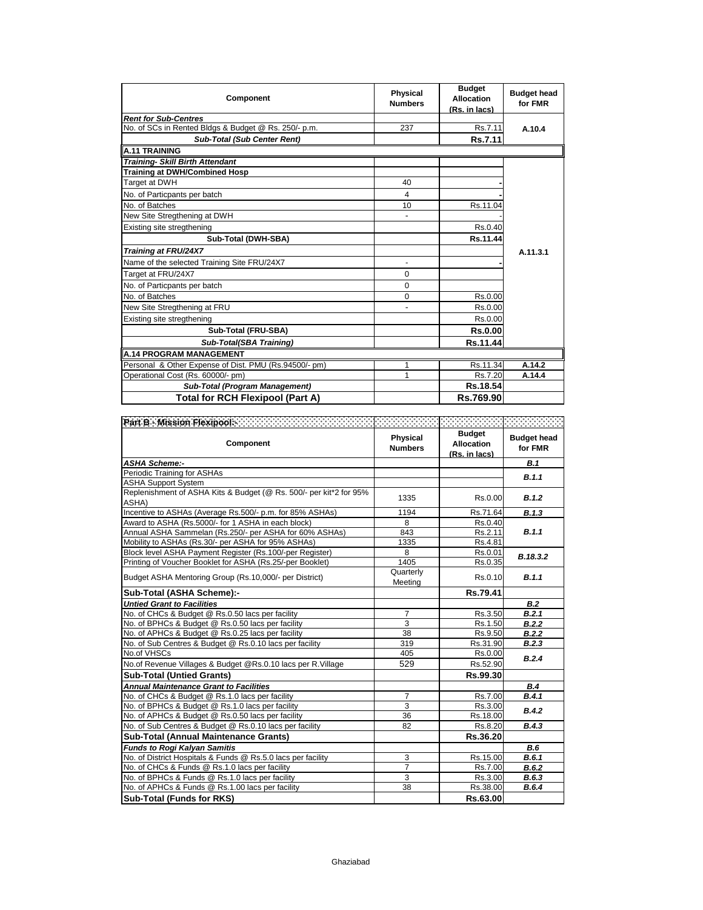| Component | Physical Numbers | Budget Allocation (Rs. in lacs) | Budget head for FMR |
|---|---|---|---|
| ***Rent for Sub-Centres*** | | | |
| No. of SCs in Rented Bldgs & Budget @ Rs. 250/- p.m. | 237 | Rs.7.11 | A.10.4 |
| ***Sub-Total (Sub Center Rent)*** | | **Rs.7.11** | |
| **A.11 TRAINING** | | | |
| ***Training- Skill Birth Attendant*** | | | |
| **Training at DWH/Combined Hosp** | | | |
| Target at DWH | 40 | - | |
| No. of Particpants per batch | 4 | - | |
| No. of Batches | 10 | Rs.11.04 | |
| New Site Stregthening at DWH | - | - | |
| Existing site stregthening | | Rs.0.40 | |
| **Sub-Total (DWH-SBA)** | | **Rs.11.44** | |
| ***Training at FRU/24X7*** | | | A.11.3.1 |
| Name of the selected Training Site FRU/24X7 | - | - | |
| Target at FRU/24X7 | 0 | | |
| No. of Particpants per batch | 0 | | |
| No. of Batches | 0 | Rs.0.00 | |
| New Site Stregthening at FRU | - | Rs.0.00 | |
| Existing site stregthening | | Rs.0.00 | |
| **Sub-Total (FRU-SBA)** | | **Rs.0.00** | |
| ***Sub-Total(SBA Training)*** | | **Rs.11.44** | |
| **A.14 PROGRAM MANAGEMENT** | | | |
| Personal & Other Expense of Dist. PMU (Rs.94500/- pm) | 1 | Rs.11.34 | A.14.2 |
| Operational Cost (Rs. 60000/- pm) | 1 | Rs.7.20 | A.14.4 |
| ***Sub-Total (Program Management)*** | | **Rs.18.54** | |
| **Total for RCH Flexipool (Part A)** | | **Rs.769.90** | |

**Part B - Mission Flexipool:-**

| Component | Physical Numbers | Budget Allocation (Rs. in lacs) | Budget head for FMR |
|---|---|---|---|
| ***ASHA Scheme:-*** | | | ***B.1*** |
| Periodic Training for ASHAs | | | ***B.1.1*** |
| ASHA Support System | | | |
| Replenishment of ASHA Kits & Budget (@ Rs. 500/- per kit*2 for 95% ASHA) | 1335 | Rs.0.00 | ***B.1.2*** |
| Incentive to ASHAs (Average Rs.500/- p.m. for 85% ASHAs) | 1194 | Rs.71.64 | ***B.1.3*** |
| Award to ASHA (Rs.5000/- for 1 ASHA in each block) | 8 | Rs.0.40 | ***B.1.1*** |
| Annual ASHA Sammelan (Rs.250/- per ASHA for 60% ASHAs) | 843 | Rs.2.11 | |
| Mobility to ASHAs (Rs.30/- per ASHA for 95% ASHAs) | 1335 | Rs.4.81 | |
| Block level ASHA Payment Register (Rs.100/-per Register) | 8 | Rs.0.01 | ***B.18.3.2*** |
| Printing of Voucher Booklet for ASHA (Rs.25/-per Booklet) | 1405 | Rs.0.35 | |
| Budget ASHA Mentoring Group (Rs.10,000/- per District) | Quarterly Meeting | Rs.0.10 | ***B.1.1*** |
| **Sub-Total (ASHA Scheme):-** | | **Rs.79.41** | |
| ***Untied Grant to Facilities*** | | | ***B.2*** |
| No. of CHCs & Budget @ Rs.0.50 lacs per facility | 7 | Rs.3.50 | ***B.2.1*** |
| No. of BPHCs & Budget @ Rs.0.50 lacs per facility | 3 | Rs.1.50 | ***B.2.2*** |
| No. of APHCs & Budget @ Rs.0.25 lacs per facility | 38 | Rs.9.50 | ***B.2.2*** |
| No. of Sub Centres & Budget @ Rs.0.10 lacs per facility | 319 | Rs.31.90 | ***B.2.3*** |
| No.of VHSCs | 405 | Rs.0.00 | ***B.2.4*** |
| No.of Revenue Villages & Budget @Rs.0.10 lacs per R.Village | 529 | Rs.52.90 | |
| **Sub-Total (Untied Grants)** | | **Rs.99.30** | |
| ***Annual Maintenance Grant to Facilities*** | | | ***B.4*** |
| No. of CHCs & Budget @ Rs.1.0 lacs per facility | 7 | Rs.7.00 | ***B.4.1*** |
| No. of BPHCs & Budget @ Rs.1.0 lacs per facility | 3 | Rs.3.00 | ***B.4.2*** |
| No. of APHCs & Budget @ Rs.0.50 lacs per facility | 36 | Rs.18.00 | |
| No. of Sub Centres & Budget @ Rs.0.10 lacs per facility | 82 | Rs.8.20 | ***B.4.3*** |
| **Sub-Total (Annual Maintenance Grants)** | | **Rs.36.20** | |
| ***Funds to Rogi Kalyan Samitis*** | | | ***B.6*** |
| No. of District Hospitals & Funds @ Rs.5.0 lacs per facility | 3 | Rs.15.00 | ***B.6.1*** |
| No. of CHCs & Funds @ Rs.1.0 lacs per facility | 7 | Rs.7.00 | ***B.6.2*** |
| No. of BPHCs & Funds @ Rs.1.0 lacs per facility | 3 | Rs.3.00 | ***B.6.3*** |
| No. of APHCs & Funds @ Rs.1.00 lacs per facility | 38 | Rs.38.00 | ***B.6.4*** |
| **Sub-Total (Funds for RKS)** | | **Rs.63.00** | |

Ghaziabad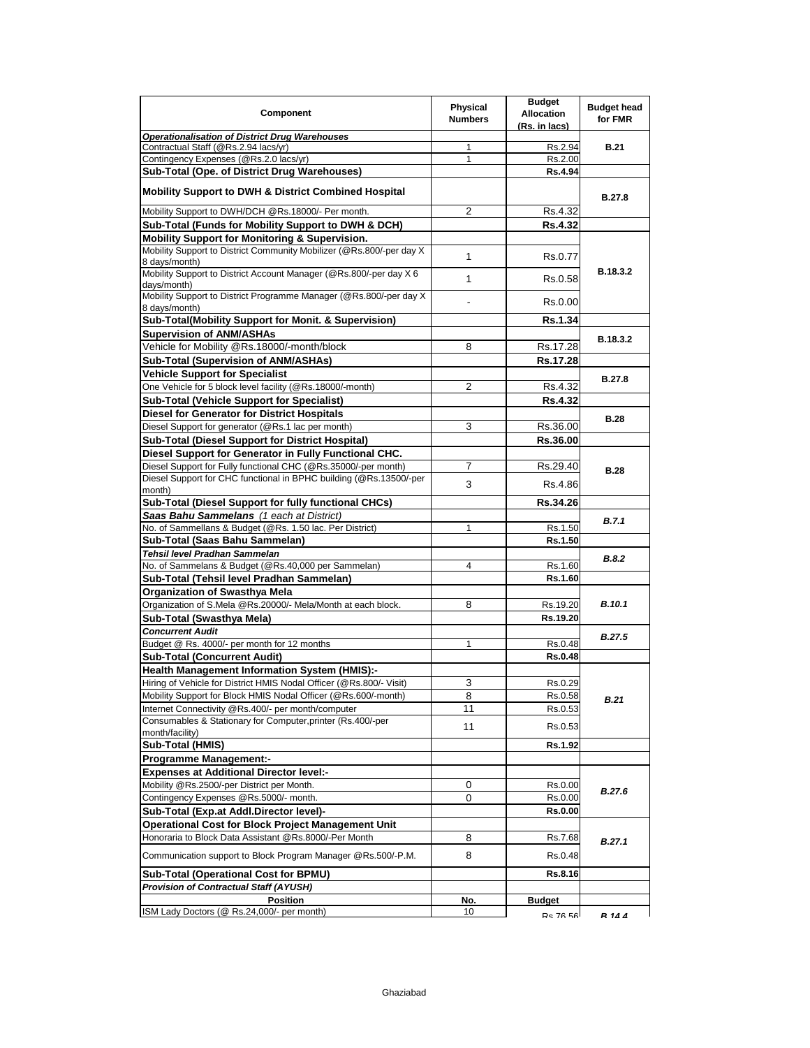| Component | Physical Numbers | Budget Allocation (Rs. in lacs) | Budget head for FMR |
|---|---|---|---|
| ***Operationalisation of District Drug Warehouses*** | | | |
| Contractual Staff (@Rs.2.94 lacs/yr) | 1 | Rs.2.94 | **B.21** |
| Contingency Expenses (@Rs.2.0 lacs/yr) | 1 | Rs.2.00 | |
| **Sub-Total (Ope. of District Drug Warehouses)** | | **Rs.4.94** | |
| **Mobility Support to DWH & District Combined Hospital** | | | **B.27.8** |
| Mobility Support to DWH/DCH @Rs.18000/- Per month. | 2 | Rs.4.32 | |
| **Sub-Total (Funds for Mobility Support to DWH & DCH)** | | **Rs.4.32** | |
| **Mobility Support for Monitoring & Supervision.** | | | |
| Mobility Support to District Community Mobilizer (@Rs.800/-per day X 8 days/month) | 1 | Rs.0.77 | **B.18.3.2** |
| Mobility Support to District Account Manager (@Rs.800/-per day X 6 days/month) | 1 | Rs.0.58 | |
| Mobility Support to District Programme Manager (@Rs.800/-per day X 8 days/month) | - | Rs.0.00 | |
| **Sub-Total(Mobility Support for Monit. & Supervision)** | | **Rs.1.34** | |
| **Supervision of ANM/ASHAs** | | | **B.18.3.2** |
| Vehicle for Mobility @Rs.18000/-month/block | 8 | Rs.17.28 | |
| **Sub-Total (Supervision of ANM/ASHAs)** | | **Rs.17.28** | |
| **Vehicle Support for Specialist** | | | **B.27.8** |
| One Vehicle for 5 block level facility (@Rs.18000/-month) | 2 | Rs.4.32 | |
| **Sub-Total (Vehicle Support for Specialist)** | | **Rs.4.32** | |
| **Diesel for Generator for District Hospitals** | | | **B.28** |
| Diesel Support for generator (@Rs.1 lac per month) | 3 | Rs.36.00 | |
| **Sub-Total (Diesel Support for District Hospital)** | | **Rs.36.00** | |
| **Diesel Support for Generator in Fully Functional CHC.** | | | |
| Diesel Support for Fully functional CHC (@Rs.35000/-per month) | 7 | Rs.29.40 | **B.28** |
| Diesel Support for CHC functional in BPHC building (@Rs.13500/-per month) | 3 | Rs.4.86 | |
| **Sub-Total (Diesel Support for fully functional CHCs)** | | **Rs.34.26** | |
| ***Saas Bahu Sammelans*** *(1 each at District)* | | | ***B.7.1*** |
| No. of Sammellans & Budget (@Rs. 1.50 lac. Per District) | 1 | Rs.1.50 | |
| **Sub-Total (Saas Bahu Sammelan)** | | **Rs.1.50** | |
| ***Tehsil level Pradhan Sammelan*** | | | ***B.8.2*** |
| No. of Sammelans & Budget (@Rs.40,000 per Sammelan) | 4 | Rs.1.60 | |
| **Sub-Total (Tehsil level Pradhan Sammelan)** | | **Rs.1.60** | |
| **Organization of Swasthya Mela** | | | |
| Organization of S.Mela @Rs.20000/- Mela/Month at each block. | 8 | Rs.19.20 | ***B.10.1*** |
| **Sub-Total (Swasthya Mela)** | | **Rs.19.20** | |
| ***Concurrent Audit*** | | | ***B.27.5*** |
| Budget @ Rs. 4000/- per month for 12 months | 1 | Rs.0.48 | |
| **Sub-Total (Concurrent Audit)** | | **Rs.0.48** | |
| **Health Management Information System (HMIS):-** | | | |
| Hiring of Vehicle for District HMIS Nodal Officer (@Rs.800/- Visit) | 3 | Rs.0.29 | ***B.21*** |
| Mobility Support for Block HMIS Nodal Officer (@Rs.600/-month) | 8 | Rs.0.58 | |
| Internet Connectivity @Rs.400/- per month/computer | 11 | Rs.0.53 | |
| Consumables & Stationary for Computer,printer (Rs.400/-per month/facility) | 11 | Rs.0.53 | |
| **Sub-Total (HMIS)** | | **Rs.1.92** | |
| **Programme Management:-** | | | |
| **Expenses at Additional Director level:-** | | | |
| Mobility @Rs.2500/-per District per Month. | 0 | Rs.0.00 | ***B.27.6*** |
| Contingency Expenses @Rs.5000/- month. | 0 | Rs.0.00 | |
| **Sub-Total (Exp.at Addl.Director level)-** | | **Rs.0.00** | |
| **Operational Cost for Block Project Management Unit** | | | |
| Honoraria to Block Data Assistant @Rs.8000/-Per Month | 8 | Rs.7.68 | ***B.27.1*** |
| Communication support to Block Program Manager @Rs.500/-P.M. | 8 | Rs.0.48 | |
| **Sub-Total (Operational Cost for BPMU)** | | **Rs.8.16** | |
| ***Provision of Contractual Staff (AYUSH)*** | | | |
| **Position** | **No.** | **Budget** | |
| ISM Lady Doctors (@ Rs.24,000/- per month) | 10 | Rs.76.56 | ***B.14.4*** |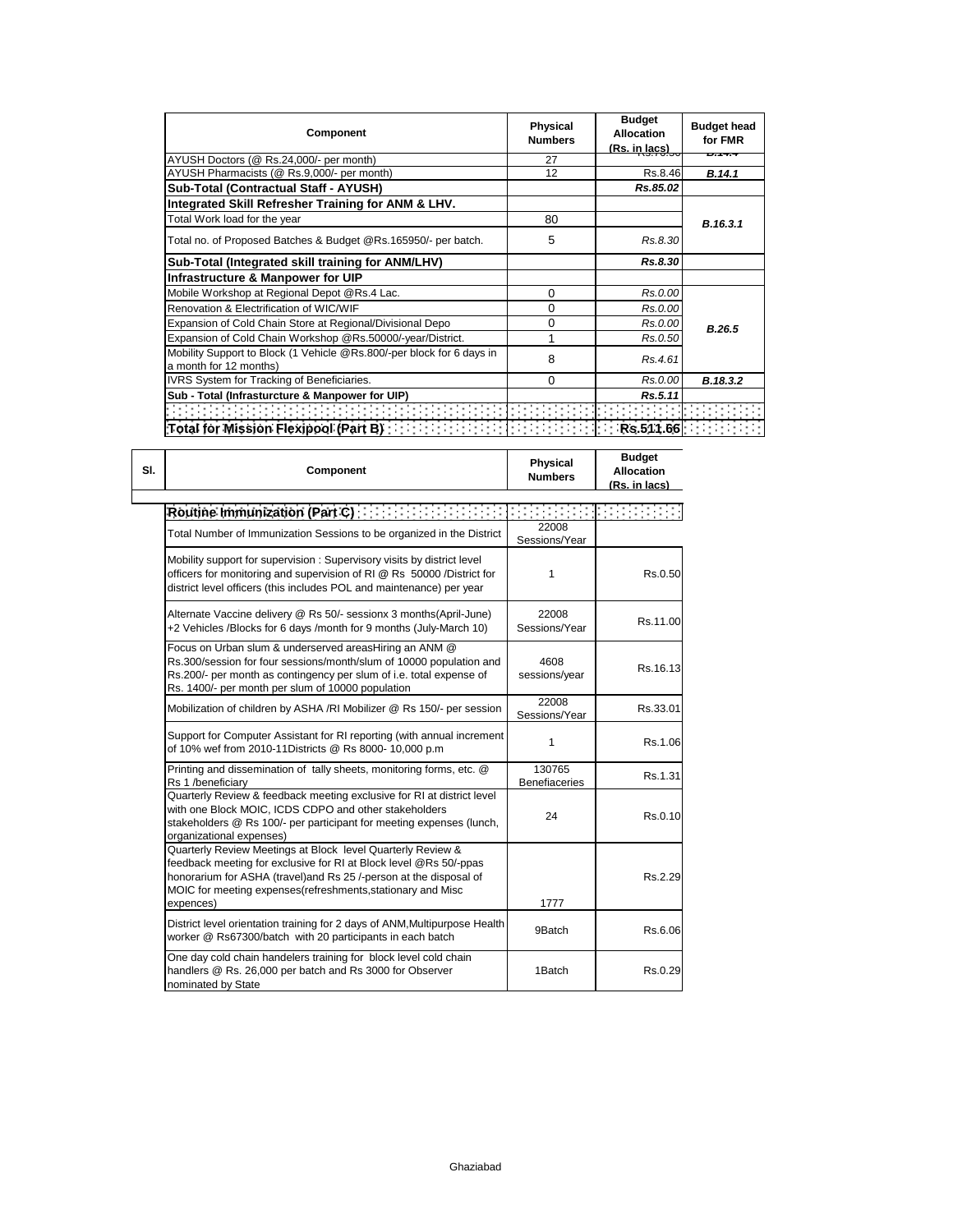| Component | Physical Numbers | Budget Allocation (Rs. in lacs) | Budget head for FMR |
|---|---|---|---|
| AYUSH Doctors (@ Rs.24,000/- per month) | 27 | Rs.76.56 | B.14.4 |
| AYUSH Pharmacists (@ Rs.9,000/- per month) | 12 | Rs.8.46 | B.14.1 |
| **Sub-Total (Contractual Staff - AYUSH)** | | **Rs.85.02** | |
| **Integrated Skill Refresher Training for ANM & LHV.** | | | |
| Total Work load for the year | 80 | | B.16.3.1 |
| Total no. of Proposed Batches & Budget @Rs.165950/- per batch. | 5 | Rs.8.30 | |
| **Sub-Total (Integrated skill training for ANM/LHV)** | | **Rs.8.30** | |
| **Infrastructure & Manpower for UIP** | | | |
| Mobile Workshop at Regional Depot @Rs.4 Lac. | 0 | Rs.0.00 | B.26.5 |
| Renovation & Electrification of WIC/WIF | 0 | Rs.0.00 | |
| Expansion of Cold Chain Store at Regional/Divisional Depo | 0 | Rs.0.00 | |
| Expansion of Cold Chain Workshop @Rs.50000/-year/District. | 1 | Rs.0.50 | |
| Mobility Support to Block (1 Vehicle @Rs.800/-per block for 6 days in a month for 12 months) | 8 | Rs.4.61 | |
| IVRS System for Tracking of Beneficiaries. | 0 | Rs.0.00 | B.18.3.2 |
| **Sub - Total (Infrasturcture & Manpower for UIP)** | | **Rs.5.11** | |
| **Total for Mission Flexipool (Part B)** | | **Rs.511.66** | |

| Sl. | Component | Physical Numbers | Budget Allocation (Rs. in lacs) |
|---|---|---|---|
| | **Routine Immunization (Part C)** | | |
| | Total Number of Immunization Sessions to be organized in the District | 22008 Sessions/Year | |
| | Mobility support for supervision : Supervisory visits by district level officers for monitoring and supervision of RI @ Rs 50000 /District for district level officers (this includes POL and maintenance) per year | 1 | Rs.0.50 |
| | Alternate Vaccine delivery @ Rs 50/- sessionx 3 months(April-June) +2 Vehicles /Blocks for 6 days /month for 9 months (July-March 10) | 22008 Sessions/Year | Rs.11.00 |
| | Focus on Urban slum & underserved areasHiring an ANM @ Rs.300/session for four sessions/month/slum of 10000 population and Rs.200/- per month as contingency per slum of i.e. total expense of Rs. 1400/- per month per slum of 10000 population | 4608 sessions/year | Rs.16.13 |
| | Mobilization of children by ASHA /RI Mobilizer @ Rs 150/- per session | 22008 Sessions/Year | Rs.33.01 |
| | Support for Computer Assistant for RI reporting (with annual increment of 10% wef from 2010-11Districts @ Rs 8000- 10,000 p.m | 1 | Rs.1.06 |
| | Printing and dissemination of tally sheets, monitoring forms, etc. @ Rs 1 /beneficiary | 130765 Benefiaceries | Rs.1.31 |
| | Quarterly Review & feedback meeting exclusive for RI at district level with one Block MOIC, ICDS CDPO and other stakeholders stakeholders @ Rs 100/- per participant for meeting expenses (lunch, organizational expenses) | 24 | Rs.0.10 |
| | Quarterly Review Meetings at Block level Quarterly Review & feedback meeting for exclusive for RI at Block level @Rs 50/-ppas honorarium for ASHA (travel)and Rs 25 /-person at the disposal of MOIC for meeting expenses(refreshments,stationary and Misc expences) | 1777 | Rs.2.29 |
| | District level orientation training for 2 days of ANM,Multipurpose Health worker @ Rs67300/batch with 20 participants in each batch | 9Batch | Rs.6.06 |
| | One day cold chain handelers training for block level cold chain handlers @ Rs. 26,000 per batch and Rs 3000 for Observer nominated by State | 1Batch | Rs.0.29 |

Ghaziabad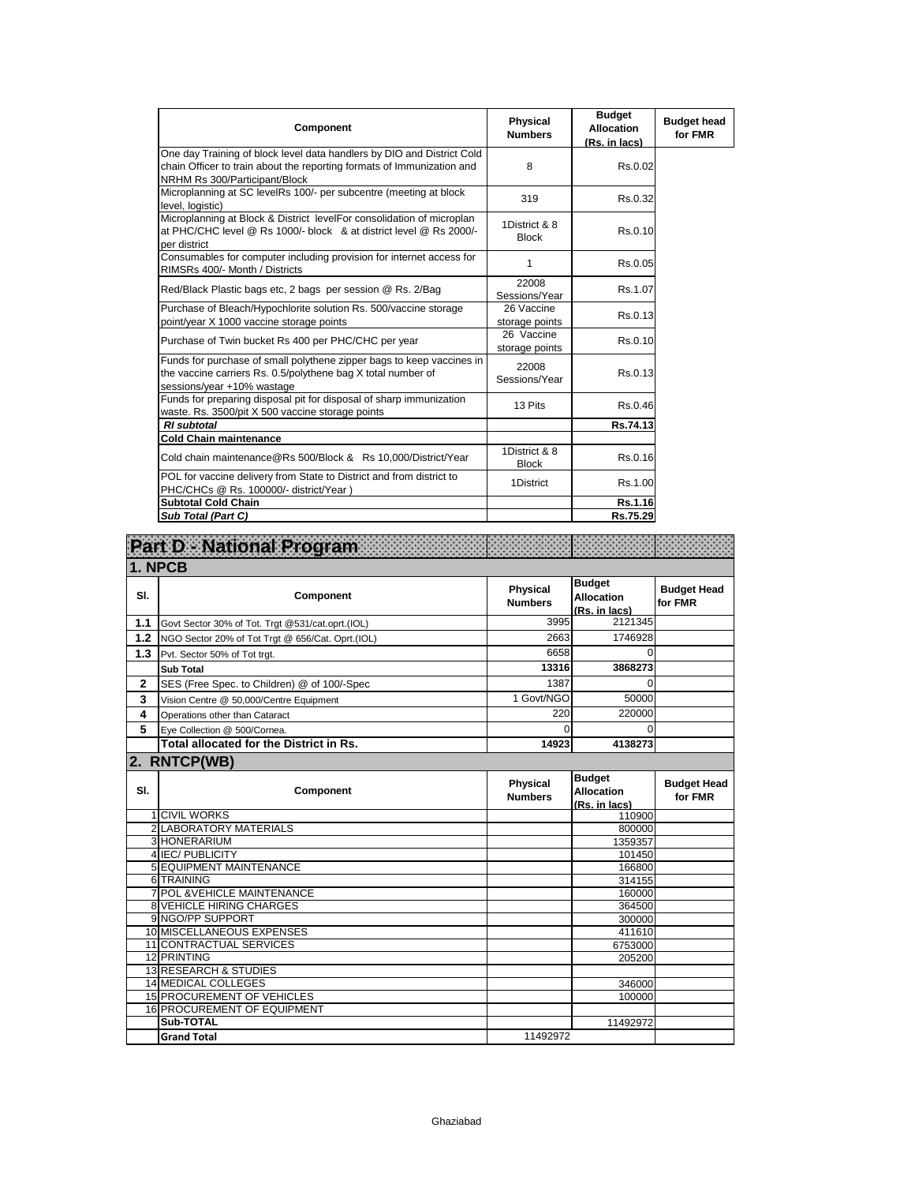| Component | Physical Numbers | Budget Allocation (Rs. in lacs) | Budget head for FMR |
|---|---|---|---|
| One day Training of block level data handlers by DIO and District Cold chain Officer to train about the reporting formats of Immunization and NRHM Rs 300/Participant/Block | 8 | Rs.0.02 | |
| Microplanning at SC levelRs 100/- per subcentre (meeting at block level, logistic) | 319 | Rs.0.32 | |
| Microplanning at Block & District levelFor consolidation of microplan at PHC/CHC level @ Rs 1000/- block & at district level @ Rs 2000/- per district | 1District & 8 Block | Rs.0.10 | |
| Consumables for computer including provision for internet access for RIMSRs 400/- Month / Districts | 1 | Rs.0.05 | |
| Red/Black Plastic bags etc, 2 bags per session @ Rs. 2/Bag | 22008 Sessions/Year | Rs.1.07 | |
| Purchase of Bleach/Hypochlorite solution Rs. 500/vaccine storage point/year X 1000 vaccine storage points | 26 Vaccine storage points | Rs.0.13 | |
| Purchase of Twin bucket Rs 400 per PHC/CHC per year | 26 Vaccine storage points | Rs.0.10 | |
| Funds for purchase of small polythene zipper bags to keep vaccines in the vaccine carriers Rs. 0.5/polythene bag X total number of sessions/year +10% wastage | 22008 Sessions/Year | Rs.0.13 | |
| Funds for preparing disposal pit for disposal of sharp immunization waste. Rs. 3500/pit X 500 vaccine storage points | 13 Pits | Rs.0.46 | |
| ***RI subtotal*** | | **Rs.74.13** | |
| **Cold Chain maintenance** | | | |
| Cold chain maintenance@Rs 500/Block & Rs 10,000/District/Year | 1District & 8 Block | Rs.0.16 | |
| POL for vaccine delivery from State to District and from district to PHC/CHCs @ Rs. 100000/- district/Year ) | 1District | Rs.1.00 | |
| **Subtotal Cold Chain** | | **Rs.1.16** | |
| ***Sub Total (Part C)*** | | **Rs.75.29** | |

# Part D - National Program

## 1. NPCB

| Sl. | Component | Physical Numbers | Budget Allocation (Rs. in lacs) | Budget Head for FMR |
|---|---|---|---|---|
| **1.1** | Govt Sector 30% of Tot. Trgt @531/cat.oprt.(IOL) | 3995 | 2121345 | |
| **1.2** | NGO Sector 20% of Tot Trgt @ 656/Cat. Oprt.(IOL) | 2663 | 1746928 | |
| **1.3** | Pvt. Sector 50% of Tot trgt. | 6658 | 0 | |
| | **Sub Total** | **13316** | **3868273** | |
| **2** | SES (Free Spec. to Children) @ of 100/-Spec | 1387 | 0 | |
| **3** | Vision Centre @ 50,000/Centre Equipment | 1 Govt/NGO | 50000 | |
| **4** | Operations other than Cataract | 220 | 220000 | |
| **5** | Eye Collection @ 500/Cornea. | 0 | 0 | |
| | **Total allocated for the District in Rs.** | **14923** | **4138273** | |

## 2. RNTCP(WB)

| Sl. | Component | Physical Numbers | Budget Allocation (Rs. in lacs) | Budget Head for FMR |
|---|---|---|---|---|
| 1 | CIVIL WORKS | | 110900 | |
| 2 | LABORATORY MATERIALS | | 800000 | |
| 3 | HONERARIUM | | 1359357 | |
| 4 | IEC/ PUBLICITY | | 101450 | |
| 5 | EQUIPMENT MAINTENANCE | | 166800 | |
| 6 | TRAINING | | 314155 | |
| 7 | POL &VEHICLE MAINTENANCE | | 160000 | |
| 8 | VEHICLE HIRING CHARGES | | 364500 | |
| 9 | NGO/PP SUPPORT | | 300000 | |
| 10 | MISCELLANEOUS EXPENSES | | 411610 | |
| 11 | CONTRACTUAL SERVICES | | 6753000 | |
| 12 | PRINTING | | 205200 | |
| 13 | RESEARCH & STUDIES | | | |
| 14 | MEDICAL COLLEGES | | 346000 | |
| 15 | PROCUREMENT OF VEHICLES | | 100000 | |
| 16 | PROCUREMENT OF EQUIPMENT | | | |
| | **Sub-TOTAL** | | 11492972 | |
| | **Grand Total** | 11492972 | | |

Ghaziabad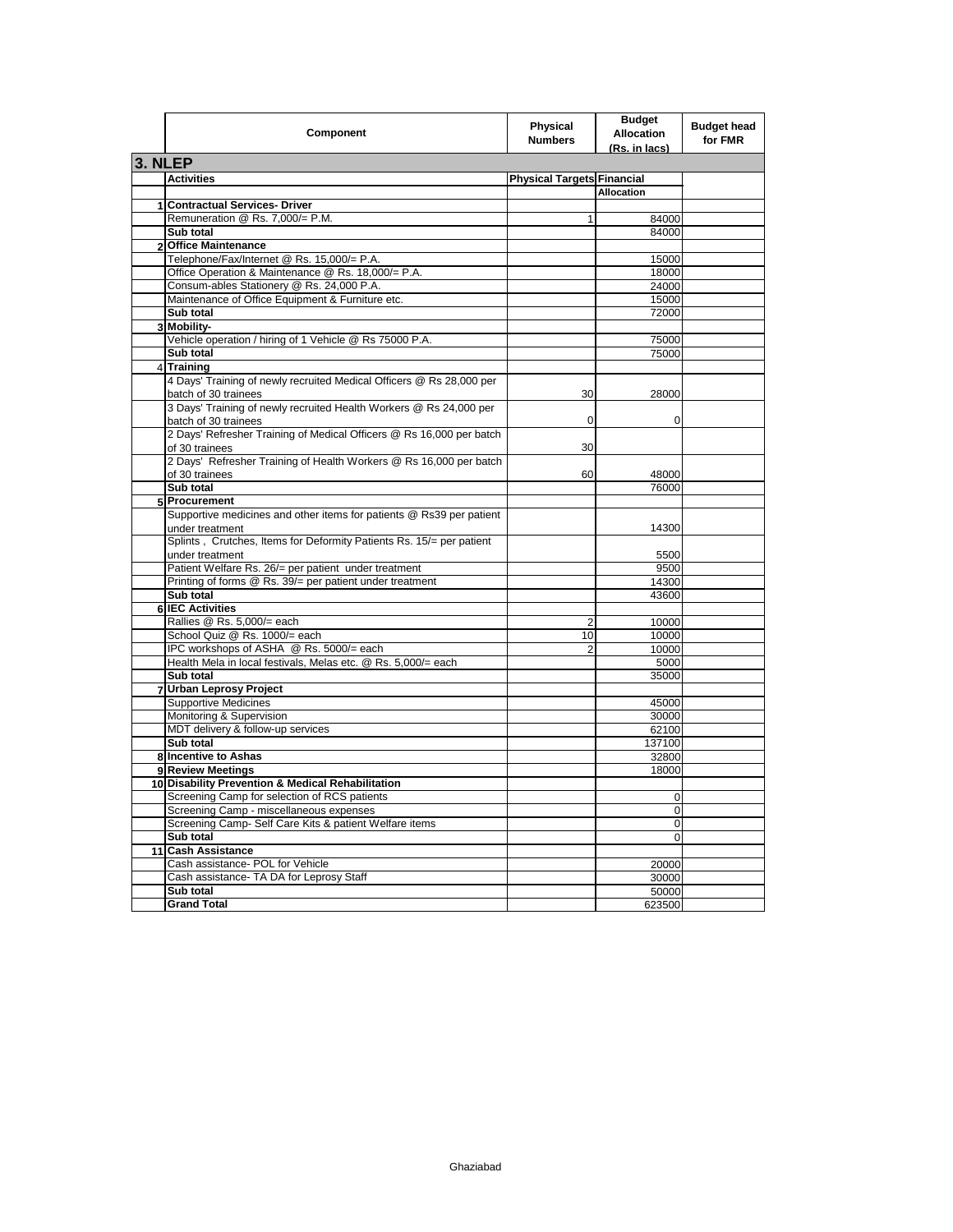| | Component | Physical Numbers | Budget Allocation (Rs. in lacs) | Budget head for FMR |
|---|---|---|---|---|
| **3. NLEP** | | | | |
| | **Activities** | **Physical Targets** | **Financial Allocation** | |
| 1 | **Contractual Services- Driver** | | | |
| | Remuneration @ Rs. 7,000/= P.M. | 1 | 84000 | |
| | **Sub total** | | 84000 | |
| 2 | **Office Maintenance** | | | |
| | Telephone/Fax/Internet @ Rs. 15,000/= P.A. | | 15000 | |
| | Office Operation & Maintenance @ Rs. 18,000/= P.A. | | 18000 | |
| | Consum-ables Stationery @ Rs. 24,000 P.A. | | 24000 | |
| | Maintenance of Office Equipment & Furniture etc. | | 15000 | |
| | **Sub total** | | 72000 | |
| 3 | **Mobility-** | | | |
| | Vehicle operation / hiring of 1 Vehicle @ Rs 75000 P.A. | | 75000 | |
| | **Sub total** | | 75000 | |
| 4 | **Training** | | | |
| | 4 Days' Training of newly recruited Medical Officers @ Rs 28,000 per batch of 30 trainees | 30 | 28000 | |
| | 3 Days' Training of newly recruited Health Workers @ Rs 24,000 per batch of 30 trainees | 0 | 0 | |
| | 2 Days' Refresher Training of Medical Officers @ Rs 16,000 per batch of 30 trainees | 30 | | |
| | 2 Days' Refresher Training of Health Workers @ Rs 16,000 per batch of 30 trainees | 60 | 48000 | |
| | **Sub total** | | 76000 | |
| 5 | **Procurement** | | | |
| | Supportive medicines and other items for patients @ Rs39 per patient under treatment | | 14300 | |
| | Splints , Crutches, Items for Deformity Patients Rs. 15/= per patient under treatment | | 5500 | |
| | Patient Welfare Rs. 26/= per patient under treatment | | 9500 | |
| | Printing of forms @ Rs. 39/= per patient under treatment | | 14300 | |
| | **Sub total** | | 43600 | |
| 6 | **IEC Activities** | | | |
| | Rallies @ Rs. 5,000/= each | 2 | 10000 | |
| | School Quiz @ Rs. 1000/= each | 10 | 10000 | |
| | IPC workshops of ASHA @ Rs. 5000/= each | 2 | 10000 | |
| | Health Mela in local festivals, Melas etc. @ Rs. 5,000/= each | | 5000 | |
| | **Sub total** | | 35000 | |
| 7 | **Urban Leprosy Project** | | | |
| | Supportive Medicines | | 45000 | |
| | Monitoring & Supervision | | 30000 | |
| | MDT delivery & follow-up services | | 62100 | |
| | **Sub total** | | 137100 | |
| 8 | **Incentive to Ashas** | | 32800 | |
| 9 | **Review Meetings** | | 18000 | |
| 10 | **Disability Prevention & Medical Rehabilitation** | | | |
| | Screening Camp for selection of RCS patients | | 0 | |
| | Screening Camp - miscellaneous expenses | | 0 | |
| | Screening Camp- Self Care Kits & patient Welfare items | | 0 | |
| | **Sub total** | | 0 | |
| 11 | **Cash Assistance** | | | |
| | Cash assistance- POL for Vehicle | | 20000 | |
| | Cash assistance- TA DA for Leprosy Staff | | 30000 | |
| | **Sub total** | | 50000 | |
| | **Grand Total** | | 623500 | |

Ghaziabad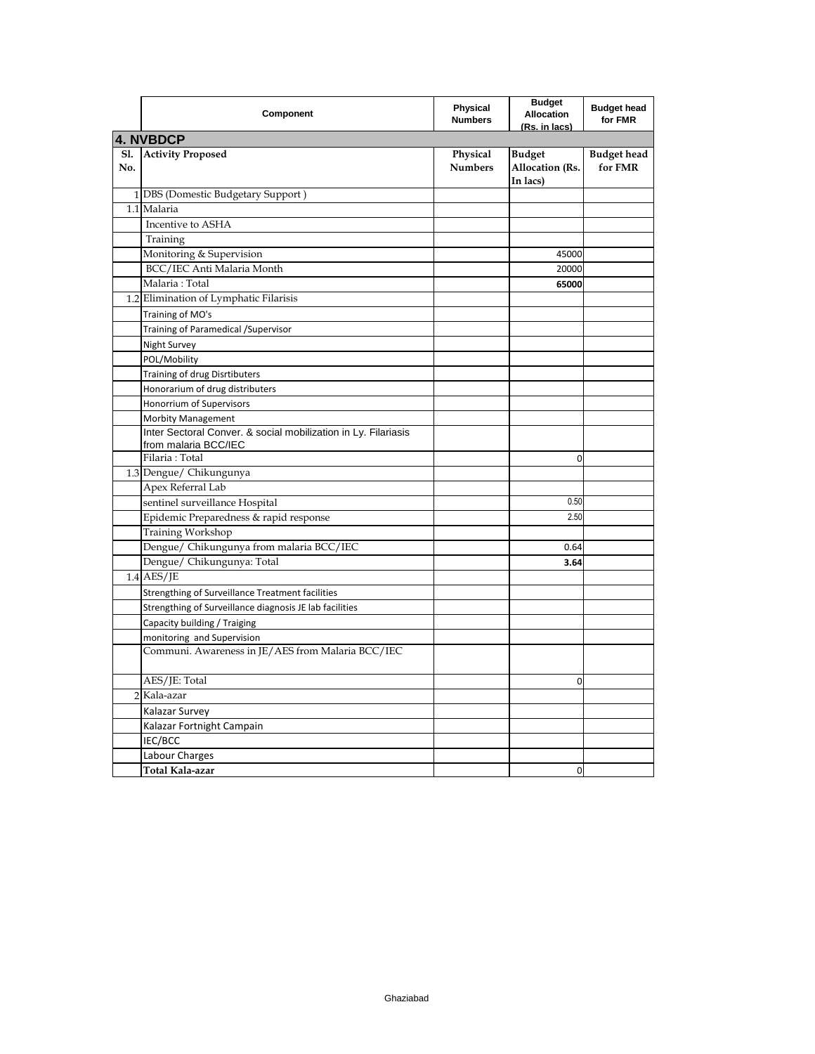| | Component | Physical Numbers | Budget Allocation (Rs. in lacs) | Budget head for FMR |
|---|---|---|---|---|
| **4. NVBDCP** | | | | |
| **Sl. No.** | **Activity Proposed** | **Physical Numbers** | **Budget Allocation (Rs. In lacs)** | **Budget head for FMR** |
| 1 | DBS (Domestic Budgetary Support ) | | | |
| 1.1 | Malaria | | | |
| | Incentive to ASHA | | | |
| | Training | | | |
| | Monitoring & Supervision | | 45000 | |
| | BCC/IEC Anti Malaria Month | | 20000 | |
| | Malaria : Total | | **65000** | |
| 1.2 | Elimination of Lymphatic Filarisis | | | |
| | Training of MO's | | | |
| | Training of Paramedical /Supervisor | | | |
| | Night Survey | | | |
| | POL/Mobility | | | |
| | Training of drug Disrtibuters | | | |
| | Honorarium of drug distributers | | | |
| | Honorrium of Supervisors | | | |
| | Morbity Management | | | |
| | Inter Sectoral Conver. & social mobilization in Ly. Filariasis from malaria BCC/IEC | | | |
| | Filaria : Total | | 0 | |
| 1.3 | Dengue/ Chikungunya | | | |
| | Apex Referral Lab | | | |
| | sentinel surveillance Hospital | | 0.50 | |
| | Epidemic Preparedness & rapid response | | 2.50 | |
| | Training Workshop | | | |
| | Dengue/ Chikungunya from malaria BCC/IEC | | 0.64 | |
| | Dengue/ Chikungunya: Total | | **3.64** | |
| 1.4 | AES/JE | | | |
| | Strengthing of Surveillance Treatment facilities | | | |
| | Strengthing of Surveillance diagnosis JE lab facilities | | | |
| | Capacity building / Traiging | | | |
| | monitoring and Supervision | | | |
| | Communi. Awareness in JE/AES from Malaria BCC/IEC | | | |
| | AES/JE: Total | | 0 | |
| 2 | Kala-azar | | | |
| | Kalazar Survey | | | |
| | Kalazar Fortnight Campain | | | |
| | IEC/BCC | | | |
| | Labour Charges | | | |
| | **Total Kala-azar** | | 0 | |

Ghaziabad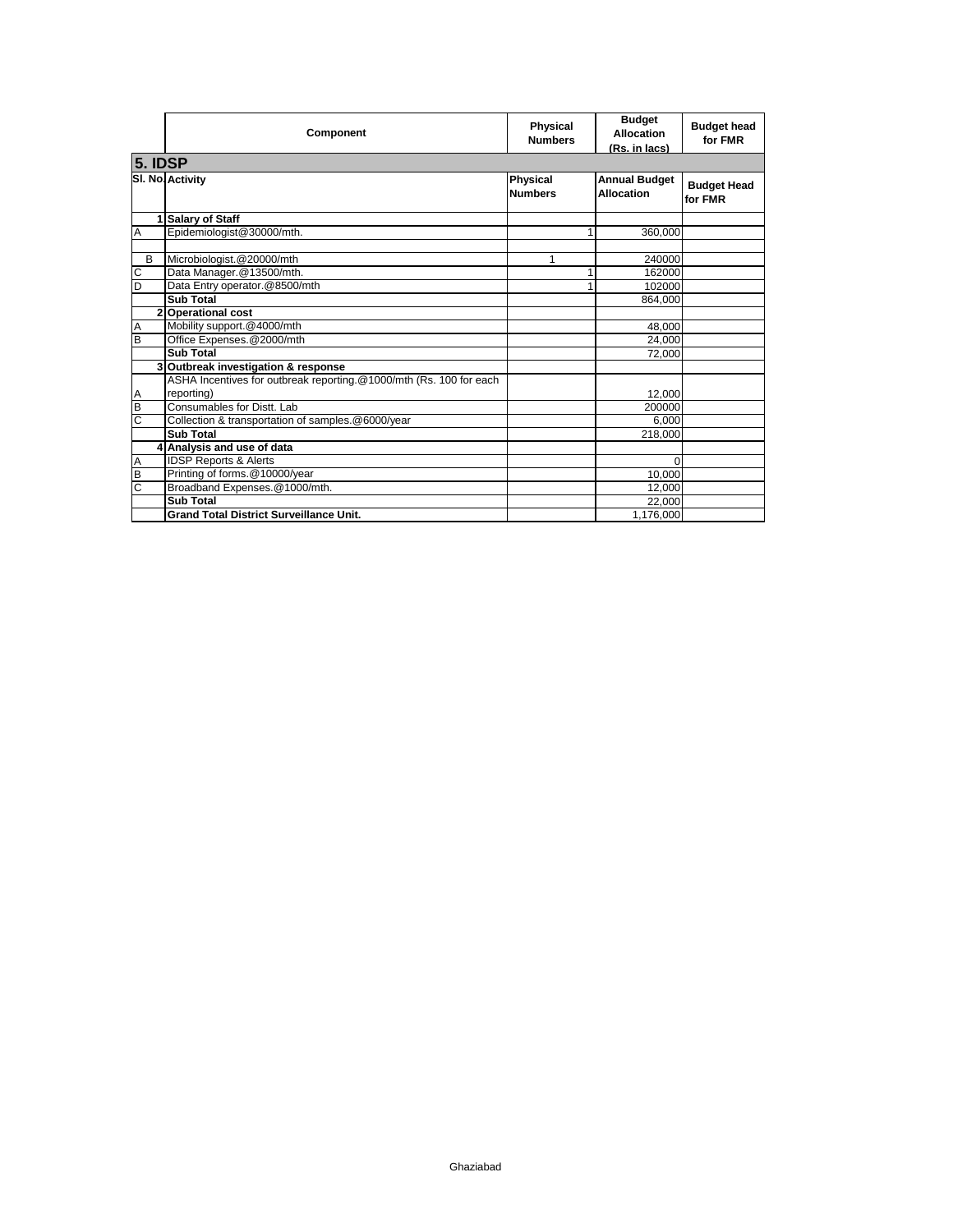| | Component | Physical Numbers | Budget Allocation (Rs. in lacs) | Budget head for FMR |
|---|---|---|---|---|
| **5. IDSP** | | | | |
| **Sl. No.** | **Activity** | **Physical Numbers** | **Annual Budget Allocation** | **Budget Head for FMR** |
| **1** | **Salary of Staff** | | | |
| A | Epidemiologist@30000/mth. | 1 | 360,000 | |
| | | | | |
| B | Microbiologist.@20000/mth | 1 | 240000 | |
| C | Data Manager.@13500/mth. | 1 | 162000 | |
| D | Data Entry operator.@8500/mth | 1 | 102000 | |
| | **Sub Total** | | 864,000 | |
| **2** | **Operational cost** | | | |
| A | Mobility support.@4000/mth | | 48,000 | |
| B | Office Expenses.@2000/mth | | 24,000 | |
| | **Sub Total** | | 72,000 | |
| **3** | **Outbreak investigation & response** | | | |
| A | ASHA Incentives for outbreak reporting.@1000/mth (Rs. 100 for each reporting) | | 12,000 | |
| B | Consumables for Distt. Lab | | 200000 | |
| C | Collection & transportation of samples.@6000/year | | 6,000 | |
| | **Sub Total** | | 218,000 | |
| **4** | **Analysis and use of data** | | | |
| A | IDSP Reports & Alerts | | 0 | |
| B | Printing of forms.@10000/year | | 10,000 | |
| C | Broadband Expenses.@1000/mth. | | 12,000 | |
| | **Sub Total** | | 22,000 | |
| | **Grand Total District Surveillance Unit.** | | 1,176,000 | |